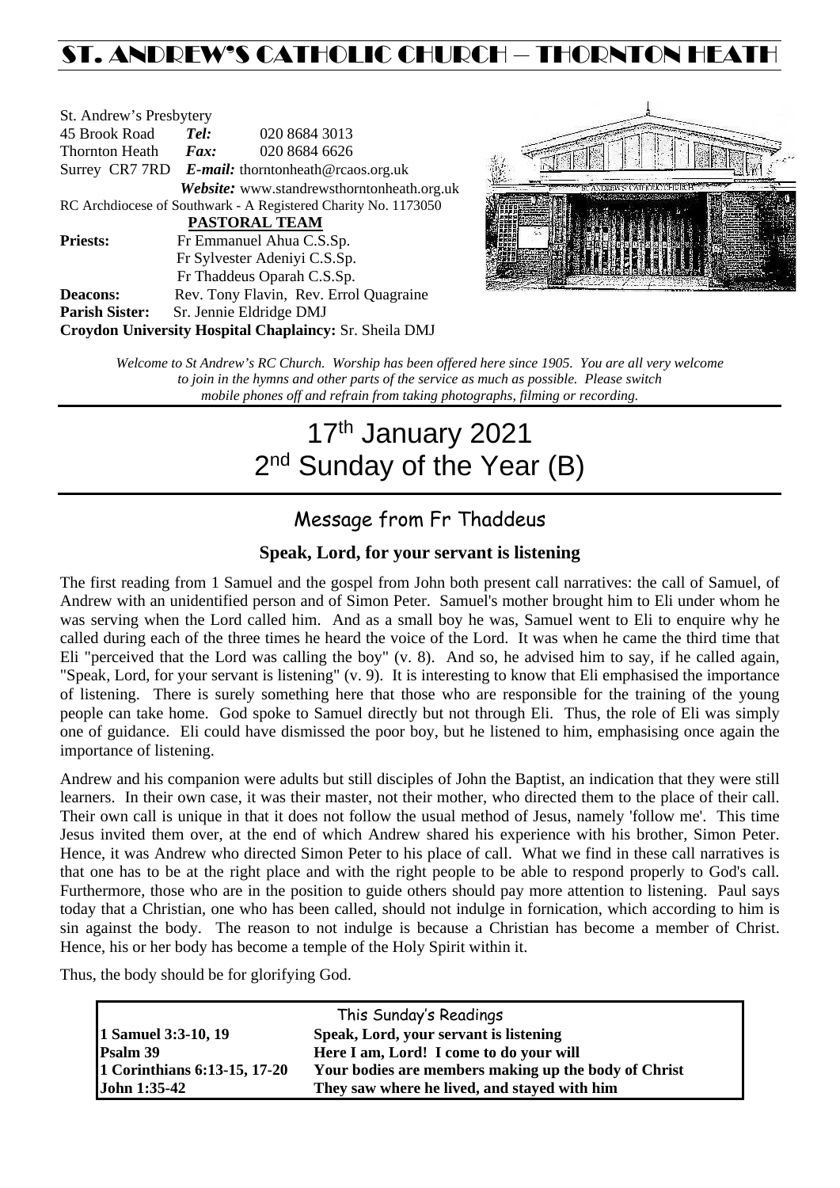# ST. ANDREW'S CATHOLIC CHURCH – THORNTON HEATH

St. Andrew's Presbytery
45 Brook Road *Tel:* 020 8684 3013
Thornton Heath *Fax:* 020 8684 6626
Surrey CR7 7RD *E-mail:* thorntonheath@rcaos.org.uk
*Website:* www.standrewsthorntonheath.org.uk
RC Archdiocese of Southwark - A Registered Charity No. 1173050

**PASTORAL TEAM**

**Priests:** Fr Emmanuel Ahua C.S.Sp.
Fr Sylvester Adeniyi C.S.Sp.
Fr Thaddeus Oparah C.S.Sp.

**Deacons:** Rev. Tony Flavin, Rev. Errol Quagraine

**Parish Sister:** Sr. Jennie Eldridge DMJ

**Croydon University Hospital Chaplaincy:** Sr. Sheila DMJ

*Welcome to St Andrew's RC Church. Worship has been offered here since 1905. You are all very welcome to join in the hymns and other parts of the service as much as possible. Please switch mobile phones off and refrain from taking photographs, filming or recording.*

# 17th January 2021
# 2nd Sunday of the Year (B)

## Message from Fr Thaddeus

### Speak, Lord, for your servant is listening

The first reading from 1 Samuel and the gospel from John both present call narratives: the call of Samuel, of Andrew with an unidentified person and of Simon Peter. Samuel's mother brought him to Eli under whom he was serving when the Lord called him. And as a small boy he was, Samuel went to Eli to enquire why he called during each of the three times he heard the voice of the Lord. It was when he came the third time that Eli "perceived that the Lord was calling the boy" (v. 8). And so, he advised him to say, if he called again, "Speak, Lord, for your servant is listening" (v. 9). It is interesting to know that Eli emphasised the importance of listening. There is surely something here that those who are responsible for the training of the young people can take home. God spoke to Samuel directly but not through Eli. Thus, the role of Eli was simply one of guidance. Eli could have dismissed the poor boy, but he listened to him, emphasising once again the importance of listening.

Andrew and his companion were adults but still disciples of John the Baptist, an indication that they were still learners. In their own case, it was their master, not their mother, who directed them to the place of their call. Their own call is unique in that it does not follow the usual method of Jesus, namely 'follow me'. This time Jesus invited them over, at the end of which Andrew shared his experience with his brother, Simon Peter. Hence, it was Andrew who directed Simon Peter to his place of call. What we find in these call narratives is that one has to be at the right place and with the right people to be able to respond properly to God's call. Furthermore, those who are in the position to guide others should pay more attention to listening. Paul says today that a Christian, one who has been called, should not indulge in fornication, which according to him is sin against the body. The reason to not indulge is because a Christian has become a member of Christ. Hence, his or her body has become a temple of the Holy Spirit within it.

Thus, the body should be for glorifying God.

| This Sunday's Readings | |
|---|---|
| **1 Samuel 3:3-10, 19** | **Speak, Lord, your servant is listening** |
| **Psalm 39** | **Here I am, Lord! I come to do your will** |
| **1 Corinthians 6:13-15, 17-20** | **Your bodies are members making up the body of Christ** |
| **John 1:35-42** | **They saw where he lived, and stayed with him** |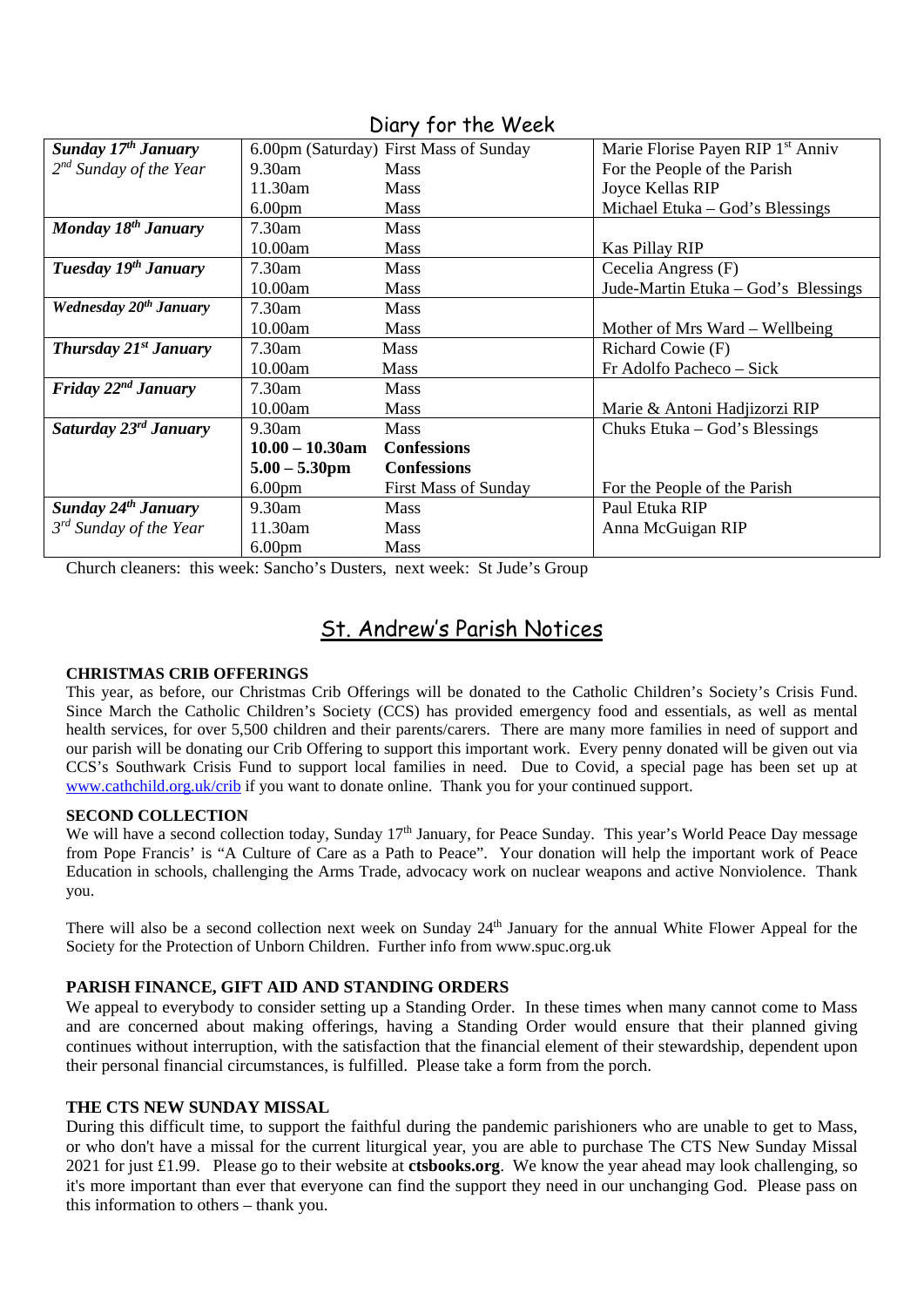## Diary for the Week

| | | | |
|---|---|---|---|
| ***Sunday 17th January*** | 6.00pm (Saturday) | First Mass of Sunday | Marie Florise Payen RIP 1st Anniv |
| *2nd Sunday of the Year* | 9.30am | Mass | For the People of the Parish |
| | 11.30am | Mass | Joyce Kellas RIP |
| | 6.00pm | Mass | Michael Etuka – God's Blessings |
| ***Monday 18th January*** | 7.30am | Mass | |
| | 10.00am | Mass | Kas Pillay RIP |
| ***Tuesday 19th January*** | 7.30am | Mass | Cecelia Angress (F) |
| | 10.00am | Mass | Jude-Martin Etuka – God's Blessings |
| ***Wednesday 20th January*** | 7.30am | Mass | |
| | 10.00am | Mass | Mother of Mrs Ward – Wellbeing |
| ***Thursday 21st January*** | 7.30am | Mass | Richard Cowie (F) |
| | 10.00am | Mass | Fr Adolfo Pacheco – Sick |
| ***Friday 22nd January*** | 7.30am | Mass | |
| | 10.00am | Mass | Marie & Antoni Hadjizorzi RIP |
| ***Saturday 23rd January*** | 9.30am | Mass | Chuks Etuka – God's Blessings |
| | **10.00 – 10.30am** | **Confessions** | |
| | **5.00 – 5.30pm** | **Confessions** | |
| | 6.00pm | First Mass of Sunday | For the People of the Parish |
| ***Sunday 24th January*** | 9.30am | Mass | Paul Etuka RIP |
| *3rd Sunday of the Year* | 11.30am | Mass | Anna McGuigan RIP |
| | 6.00pm | Mass | |

Church cleaners: this week: Sancho's Dusters, next week: St Jude's Group

## St. Andrew's Parish Notices

**CHRISTMAS CRIB OFFERINGS**

This year, as before, our Christmas Crib Offerings will be donated to the Catholic Children's Society's Crisis Fund. Since March the Catholic Children's Society (CCS) has provided emergency food and essentials, as well as mental health services, for over 5,500 children and their parents/carers. There are many more families in need of support and our parish will be donating our Crib Offering to support this important work. Every penny donated will be given out via CCS's Southwark Crisis Fund to support local families in need. Due to Covid, a special page has been set up at www.cathchild.org.uk/crib if you want to donate online. Thank you for your continued support.

**SECOND COLLECTION**

We will have a second collection today, Sunday 17th January, for Peace Sunday. This year's World Peace Day message from Pope Francis' is "A Culture of Care as a Path to Peace". Your donation will help the important work of Peace Education in schools, challenging the Arms Trade, advocacy work on nuclear weapons and active Nonviolence. Thank you.

There will also be a second collection next week on Sunday 24th January for the annual White Flower Appeal for the Society for the Protection of Unborn Children. Further info from www.spuc.org.uk

**PARISH FINANCE, GIFT AID AND STANDING ORDERS**

We appeal to everybody to consider setting up a Standing Order. In these times when many cannot come to Mass and are concerned about making offerings, having a Standing Order would ensure that their planned giving continues without interruption, with the satisfaction that the financial element of their stewardship, dependent upon their personal financial circumstances, is fulfilled. Please take a form from the porch.

**THE CTS NEW SUNDAY MISSAL**

During this difficult time, to support the faithful during the pandemic parishioners who are unable to get to Mass, or who don't have a missal for the current liturgical year, you are able to purchase The CTS New Sunday Missal 2021 for just £1.99. Please go to their website at **ctsbooks.org**. We know the year ahead may look challenging, so it's more important than ever that everyone can find the support they need in our unchanging God. Please pass on this information to others – thank you.